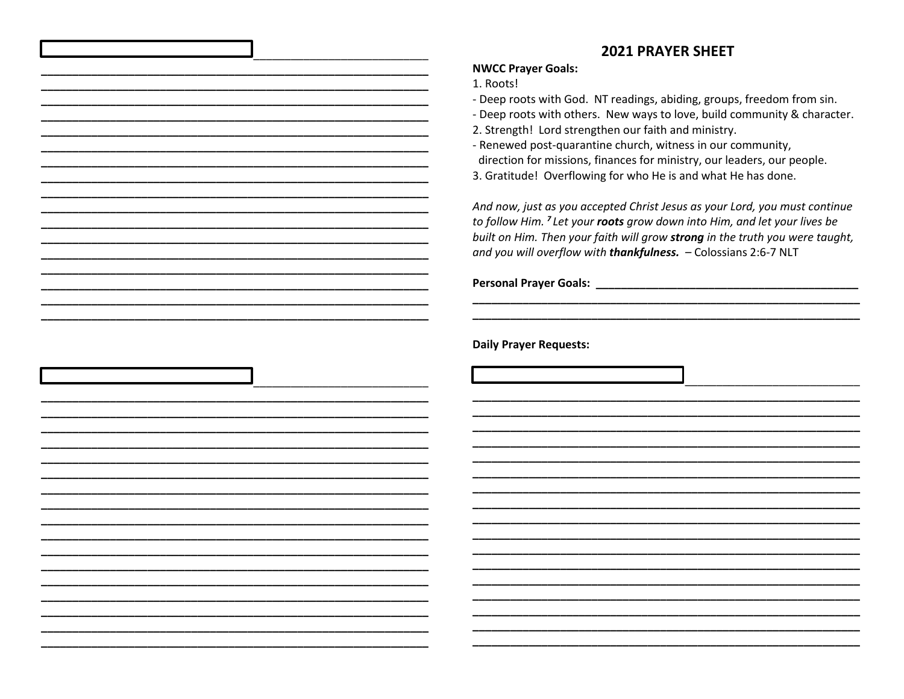## 2021 PRAYER SHEET

**NWCC Prayer Goals:**

1. Roots!
   - Deep roots with God. NT readings, abiding, groups, freedom from sin.
   - Deep roots with others. New ways to love, build community & character.
2. Strength! Lord strengthen our faith and ministry.
   - Renewed post-quarantine church, witness in our community, direction for missions, finances for ministry, our leaders, our people.
3. Gratitude! Overflowing for who He is and what He has done.

*And now, just as you accepted Christ Jesus as your Lord, you must continue to follow Him. [7] Let your **roots** grow down into Him, and let your lives be built on Him. Then your faith will grow **strong** in the truth you were taught, and you will overflow with **thankfulness.*** – Colossians 2:6-7 NLT

**Personal Prayer Goals:** ______________________________

______________________________

______________________________

**Daily Prayer Requests:**